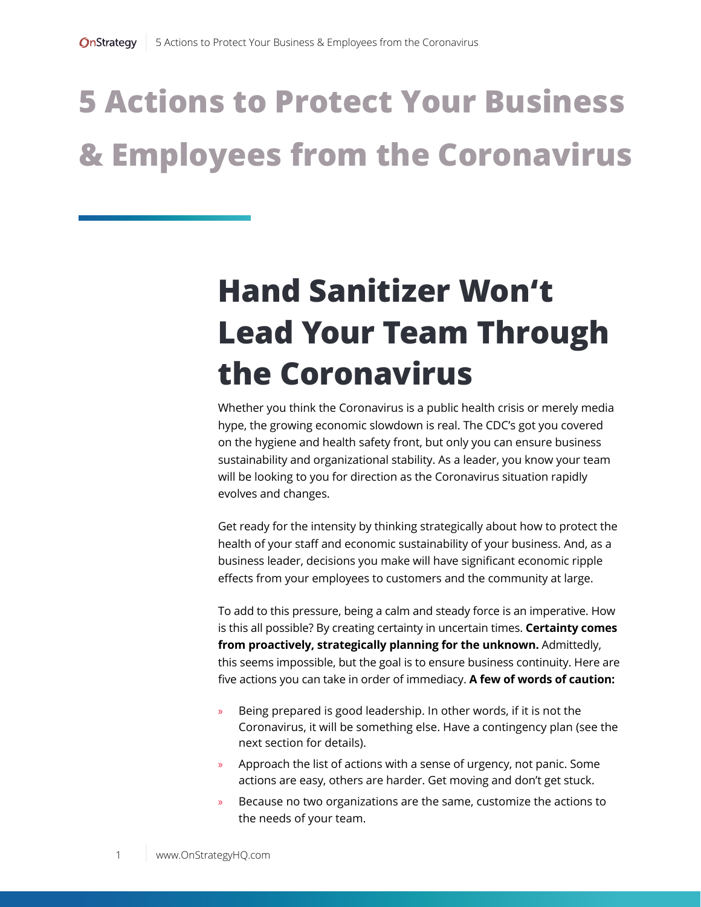# 5 Actions to Protect Your Business & Employees from the Coronavirus

## Hand Sanitizer Won't Lead Your Team Through the Coronavirus

Whether you think the Coronavirus is a public health crisis or merely media hype, the growing economic slowdown is real. The CDC's got you covered on the hygiene and health safety front, but only you can ensure business sustainability and organizational stability. As a leader, you know your team will be looking to you for direction as the Coronavirus situation rapidly evolves and changes.

Get ready for the intensity by thinking strategically about how to protect the health of your staff and economic sustainability of your business. And, as a business leader, decisions you make will have significant economic ripple effects from your employees to customers and the community at large.

To add to this pressure, being a calm and steady force is an imperative. How is this all possible? By creating certainty in uncertain times. **Certainty comes from proactively, strategically planning for the unknown.** Admittedly, this seems impossible, but the goal is to ensure business continuity. Here are five actions you can take in order of immediacy. **A few of words of caution:**

- Being prepared is good leadership. In other words, if it is not the Coronavirus, it will be something else. Have a contingency plan (see the next section for details).
- Approach the list of actions with a sense of urgency, not panic. Some actions are easy, others are harder. Get moving and don't get stuck.
- Because no two organizations are the same, customize the actions to the needs of your team.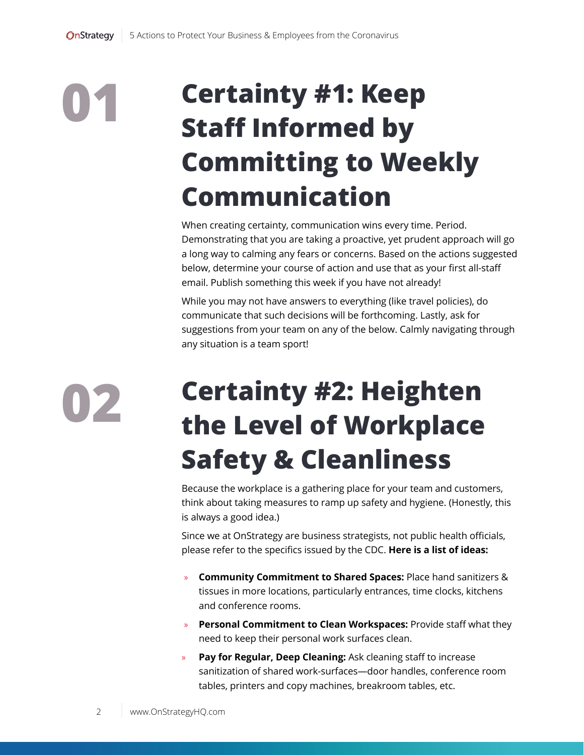# 01 Certainty #1: Keep Staff Informed by Committing to Weekly Communication

When creating certainty, communication wins every time. Period. Demonstrating that you are taking a proactive, yet prudent approach will go a long way to calming any fears or concerns. Based on the actions suggested below, determine your course of action and use that as your first all-staff email. Publish something this week if you have not already!

While you may not have answers to everything (like travel policies), do communicate that such decisions will be forthcoming. Lastly, ask for suggestions from your team on any of the below. Calmly navigating through any situation is a team sport!

# 02 Certainty #2: Heighten the Level of Workplace Safety & Cleanliness

Because the workplace is a gathering place for your team and customers, think about taking measures to ramp up safety and hygiene. (Honestly, this is always a good idea.)

Since we at OnStrategy are business strategists, not public health officials, please refer to the specifics issued by the CDC. **Here is a list of ideas:**

- **Community Commitment to Shared Spaces:** Place hand sanitizers & tissues in more locations, particularly entrances, time clocks, kitchens and conference rooms.
- **Personal Commitment to Clean Workspaces:** Provide staff what they need to keep their personal work surfaces clean.
- **Pay for Regular, Deep Cleaning:** Ask cleaning staff to increase sanitization of shared work-surfaces—door handles, conference room tables, printers and copy machines, breakroom tables, etc.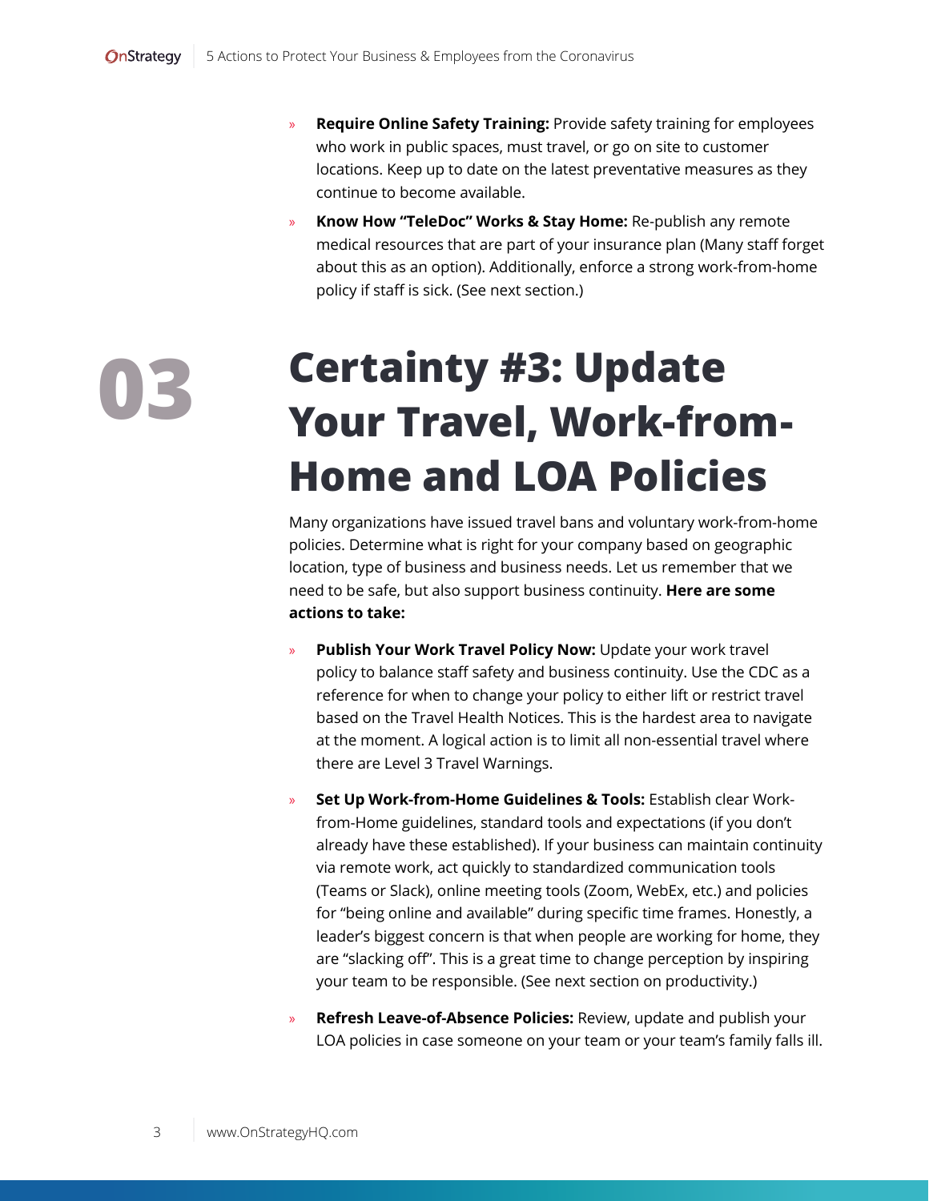- **Require Online Safety Training:** Provide safety training for employees who work in public spaces, must travel, or go on site to customer locations. Keep up to date on the latest preventative measures as they continue to become available.
- **Know How "TeleDoc" Works & Stay Home:** Re-publish any remote medical resources that are part of your insurance plan (Many staff forget about this as an option). Additionally, enforce a strong work-from-home policy if staff is sick. (See next section.)

## 03 Certainty #3: Update Your Travel, Work-from-Home and LOA Policies

Many organizations have issued travel bans and voluntary work-from-home policies. Determine what is right for your company based on geographic location, type of business and business needs. Let us remember that we need to be safe, but also support business continuity. **Here are some actions to take:**

- **Publish Your Work Travel Policy Now:** Update your work travel policy to balance staff safety and business continuity. Use the CDC as a reference for when to change your policy to either lift or restrict travel based on the Travel Health Notices. This is the hardest area to navigate at the moment. A logical action is to limit all non-essential travel where there are Level 3 Travel Warnings.
- **Set Up Work-from-Home Guidelines & Tools:** Establish clear Work-from-Home guidelines, standard tools and expectations (if you don't already have these established). If your business can maintain continuity via remote work, act quickly to standardized communication tools (Teams or Slack), online meeting tools (Zoom, WebEx, etc.) and policies for "being online and available" during specific time frames. Honestly, a leader's biggest concern is that when people are working for home, they are "slacking off". This is a great time to change perception by inspiring your team to be responsible. (See next section on productivity.)
- **Refresh Leave-of-Absence Policies:** Review, update and publish your LOA policies in case someone on your team or your team's family falls ill.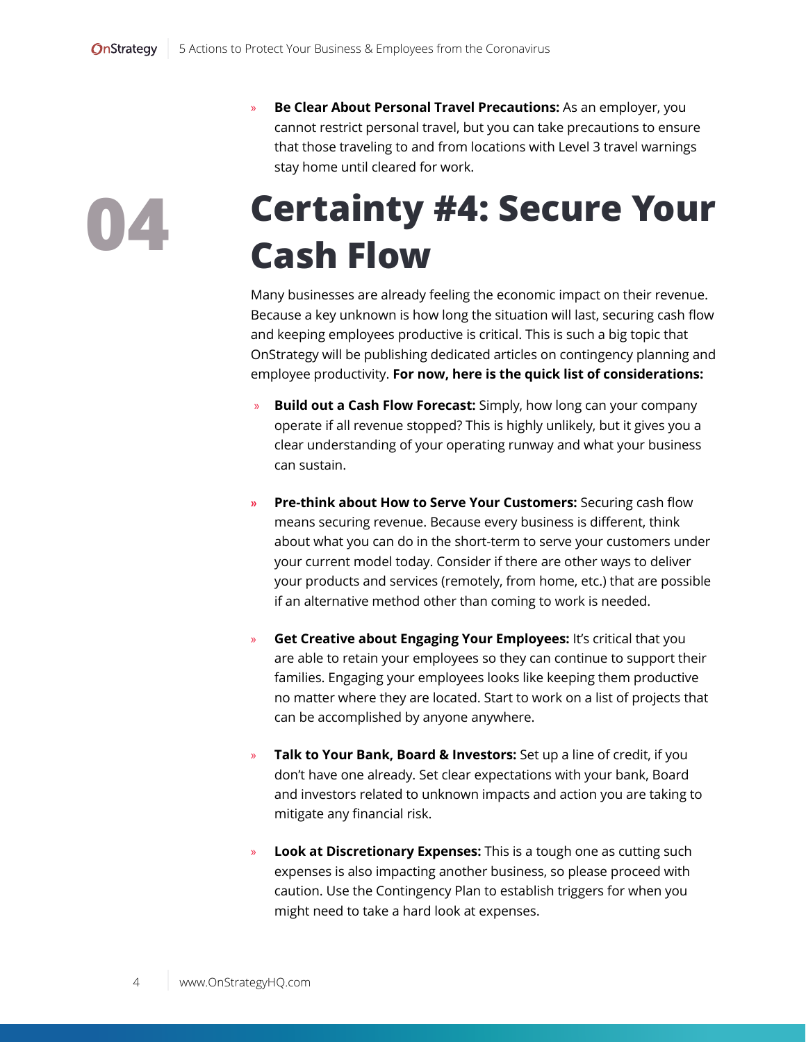- **Be Clear About Personal Travel Precautions:** As an employer, you cannot restrict personal travel, but you can take precautions to ensure that those traveling to and from locations with Level 3 travel warnings stay home until cleared for work.

# 04 Certainty #4: Secure Your Cash Flow

Many businesses are already feeling the economic impact on their revenue. Because a key unknown is how long the situation will last, securing cash flow and keeping employees productive is critical. This is such a big topic that OnStrategy will be publishing dedicated articles on contingency planning and employee productivity. **For now, here is the quick list of considerations:**

- **Build out a Cash Flow Forecast:** Simply, how long can your company operate if all revenue stopped? This is highly unlikely, but it gives you a clear understanding of your operating runway and what your business can sustain.

- **Pre-think about How to Serve Your Customers:** Securing cash flow means securing revenue. Because every business is different, think about what you can do in the short-term to serve your customers under your current model today. Consider if there are other ways to deliver your products and services (remotely, from home, etc.) that are possible if an alternative method other than coming to work is needed.

- **Get Creative about Engaging Your Employees:** It's critical that you are able to retain your employees so they can continue to support their families. Engaging your employees looks like keeping them productive no matter where they are located. Start to work on a list of projects that can be accomplished by anyone anywhere.

- **Talk to Your Bank, Board & Investors:** Set up a line of credit, if you don't have one already. Set clear expectations with your bank, Board and investors related to unknown impacts and action you are taking to mitigate any financial risk.

- **Look at Discretionary Expenses:** This is a tough one as cutting such expenses is also impacting another business, so please proceed with caution. Use the Contingency Plan to establish triggers for when you might need to take a hard look at expenses.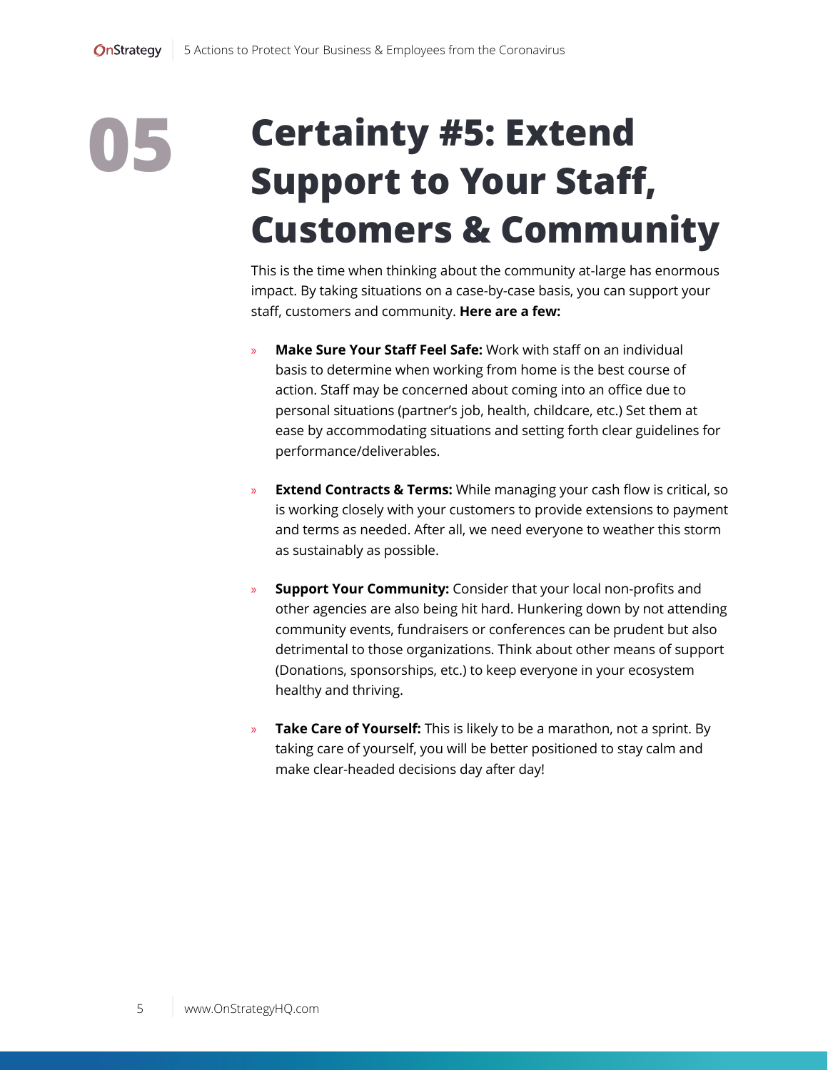# 05 Certainty #5: Extend Support to Your Staff, Customers & Community

This is the time when thinking about the community at-large has enormous impact. By taking situations on a case-by-case basis, you can support your staff, customers and community. **Here are a few:**

- **Make Sure Your Staff Feel Safe:** Work with staff on an individual basis to determine when working from home is the best course of action. Staff may be concerned about coming into an office due to personal situations (partner's job, health, childcare, etc.) Set them at ease by accommodating situations and setting forth clear guidelines for performance/deliverables.

- **Extend Contracts & Terms:** While managing your cash flow is critical, so is working closely with your customers to provide extensions to payment and terms as needed. After all, we need everyone to weather this storm as sustainably as possible.

- **Support Your Community:** Consider that your local non-profits and other agencies are also being hit hard. Hunkering down by not attending community events, fundraisers or conferences can be prudent but also detrimental to those organizations. Think about other means of support (Donations, sponsorships, etc.) to keep everyone in your ecosystem healthy and thriving.

- **Take Care of Yourself:** This is likely to be a marathon, not a sprint. By taking care of yourself, you will be better positioned to stay calm and make clear-headed decisions day after day!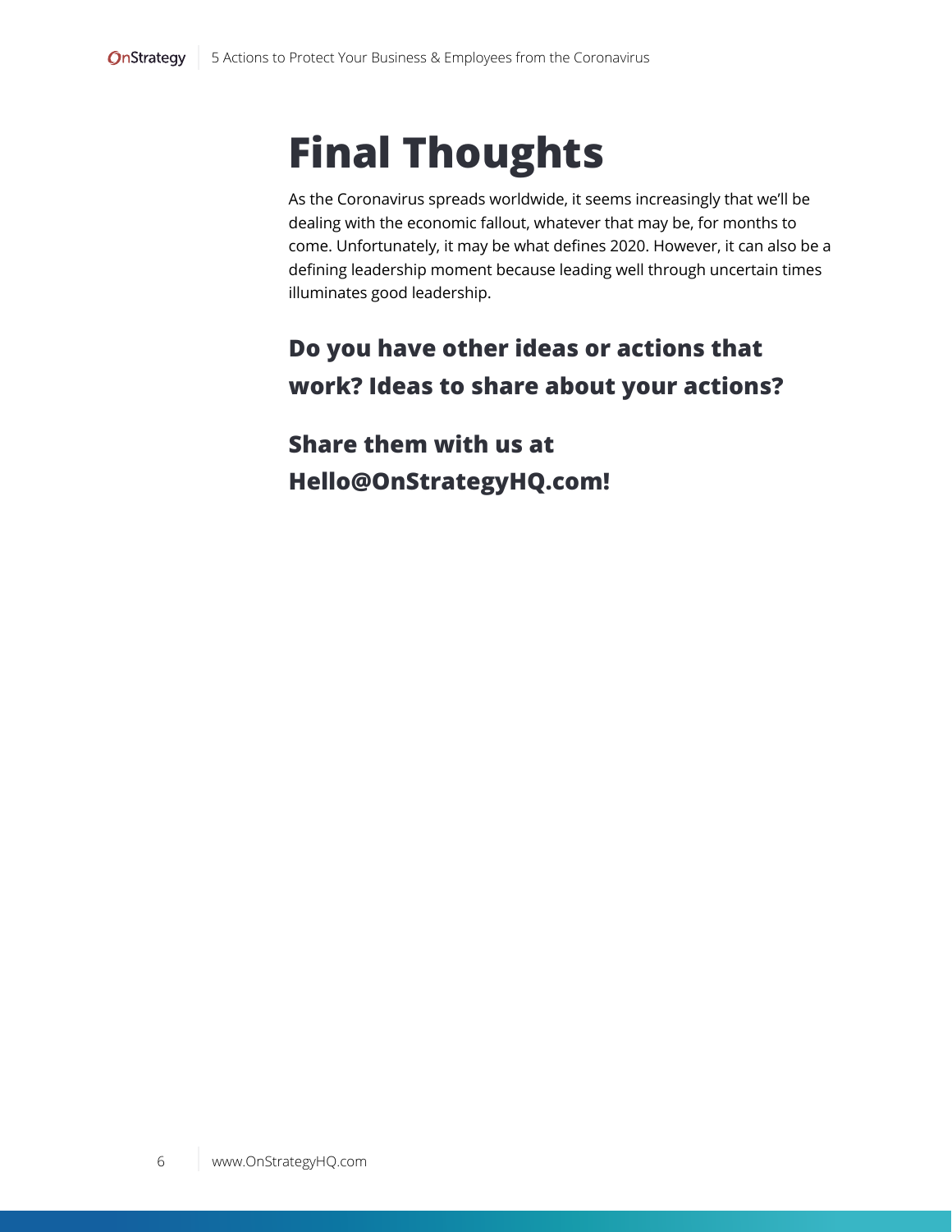# Final Thoughts

As the Coronavirus spreads worldwide, it seems increasingly that we'll be dealing with the economic fallout, whatever that may be, for months to come. Unfortunately, it may be what defines 2020. However, it can also be a defining leadership moment because leading well through uncertain times illuminates good leadership.

### Do you have other ideas or actions that work? Ideas to share about your actions?

### Share them with us at Hello@OnStrategyHQ.com!